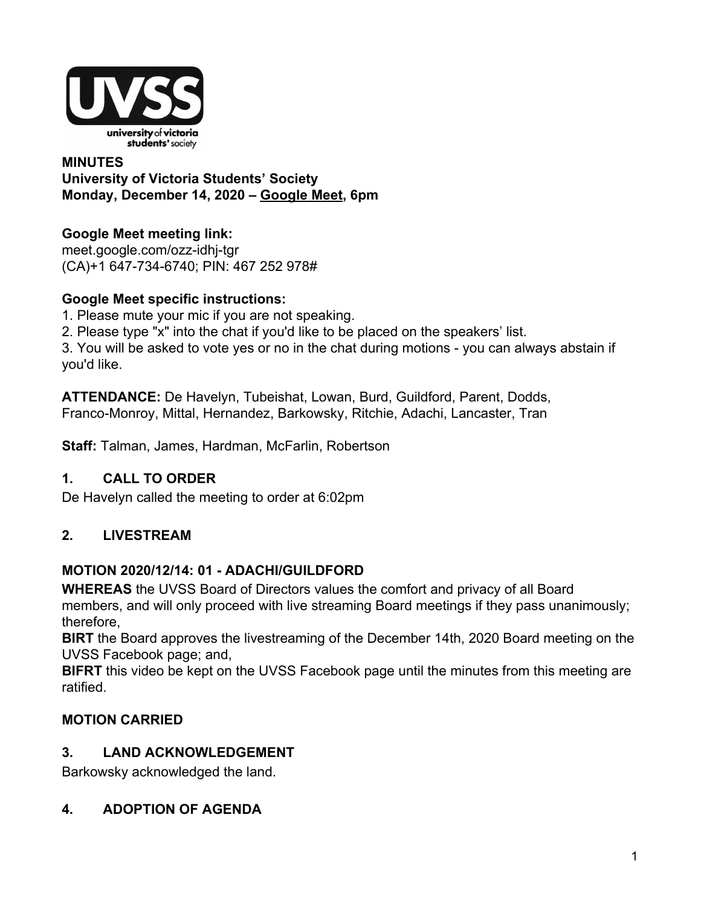**MINUTES**
**University of Victoria Students' Society**
**Monday, December 14, 2020 – Google Meet, 6pm**

**Google Meet meeting link:**
meet.google.com/ozz-idhj-tgr
(CA)+1 647-734-6740; PIN: 467 252 978#

**Google Meet specific instructions:**
1. Please mute your mic if you are not speaking.
2. Please type "x" into the chat if you'd like to be placed on the speakers' list.
3. You will be asked to vote yes or no in the chat during motions - you can always abstain if you'd like.

**ATTENDANCE:** De Havelyn, Tubeishat, Lowan, Burd, Guildford, Parent, Dodds, Franco-Monroy, Mittal, Hernandez, Barkowsky, Ritchie, Adachi, Lancaster, Tran

**Staff:** Talman, James, Hardman, McFarlin, Robertson

## 1. CALL TO ORDER

De Havelyn called the meeting to order at 6:02pm

## 2. LIVESTREAM

**MOTION 2020/12/14: 01 - ADACHI/GUILDFORD**

**WHEREAS** the UVSS Board of Directors values the comfort and privacy of all Board members, and will only proceed with live streaming Board meetings if they pass unanimously; therefore,

**BIRT** the Board approves the livestreaming of the December 14th, 2020 Board meeting on the UVSS Facebook page; and,

**BIFRT** this video be kept on the UVSS Facebook page until the minutes from this meeting are ratified.

**MOTION CARRIED**

## 3. LAND ACKNOWLEDGEMENT

Barkowsky acknowledged the land.

## 4. ADOPTION OF AGENDA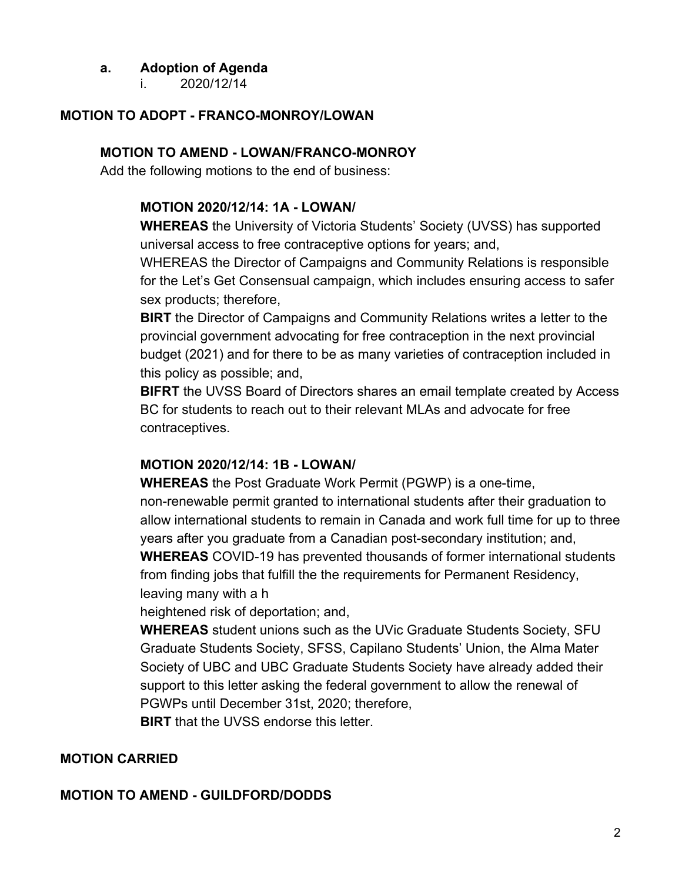**a. Adoption of Agenda**

i. 2020/12/14

**MOTION TO ADOPT - FRANCO-MONROY/LOWAN**

**MOTION TO AMEND - LOWAN/FRANCO-MONROY**

Add the following motions to the end of business:

**MOTION 2020/12/14: 1A - LOWAN/**

**WHEREAS** the University of Victoria Students' Society (UVSS) has supported universal access to free contraceptive options for years; and,

WHEREAS the Director of Campaigns and Community Relations is responsible for the Let's Get Consensual campaign, which includes ensuring access to safer sex products; therefore,

**BIRT** the Director of Campaigns and Community Relations writes a letter to the provincial government advocating for free contraception in the next provincial budget (2021) and for there to be as many varieties of contraception included in this policy as possible; and,

**BIFRT** the UVSS Board of Directors shares an email template created by Access BC for students to reach out to their relevant MLAs and advocate for free contraceptives.

**MOTION 2020/12/14: 1B - LOWAN/**

**WHEREAS** the Post Graduate Work Permit (PGWP) is a one-time, non-renewable permit granted to international students after their graduation to allow international students to remain in Canada and work full time for up to three years after you graduate from a Canadian post-secondary institution; and,

**WHEREAS** COVID-19 has prevented thousands of former international students from finding jobs that fulfill the the requirements for Permanent Residency, leaving many with a h

heightened risk of deportation; and,

**WHEREAS** student unions such as the UVic Graduate Students Society, SFU Graduate Students Society, SFSS, Capilano Students' Union, the Alma Mater Society of UBC and UBC Graduate Students Society have already added their support to this letter asking the federal government to allow the renewal of PGWPs until December 31st, 2020; therefore,

**BIRT** that the UVSS endorse this letter.

**MOTION CARRIED**

**MOTION TO AMEND - GUILDFORD/DODDS**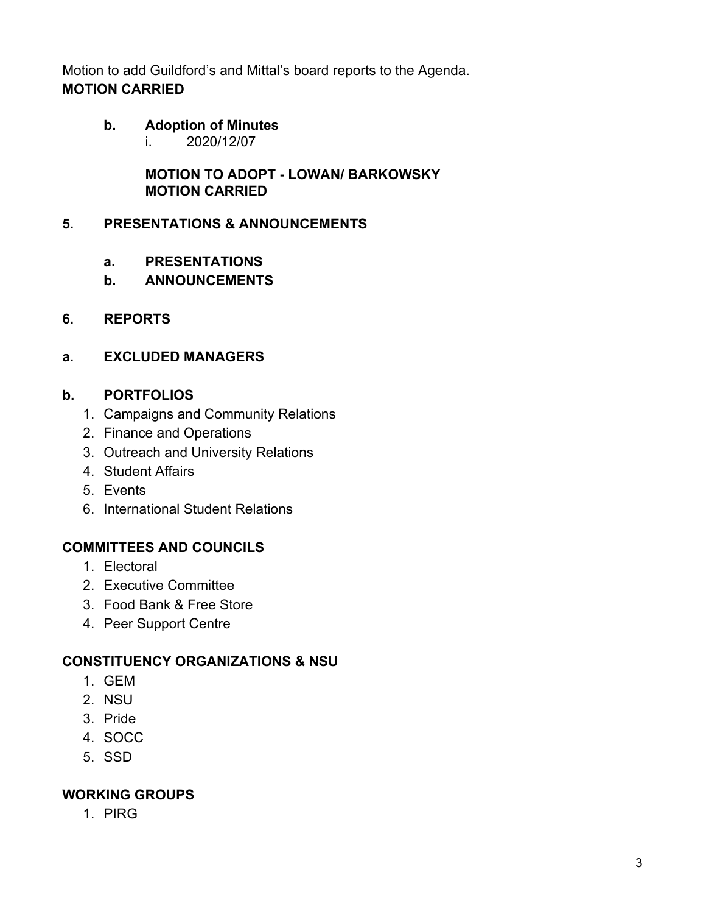Motion to add Guildford's and Mittal's board reports to the Agenda.
**MOTION CARRIED**

**b. Adoption of Minutes**

i. 2020/12/07

**MOTION TO ADOPT - LOWAN/ BARKOWSKY**
**MOTION CARRIED**

## 5. PRESENTATIONS & ANNOUNCEMENTS

**a. PRESENTATIONS**

**b. ANNOUNCEMENTS**

## 6. REPORTS

### a. EXCLUDED MANAGERS

### b. PORTFOLIOS

1. Campaigns and Community Relations
2. Finance and Operations
3. Outreach and University Relations
4. Student Affairs
5. Events
6. International Student Relations

### COMMITTEES AND COUNCILS

1. Electoral
2. Executive Committee
3. Food Bank & Free Store
4. Peer Support Centre

### CONSTITUENCY ORGANIZATIONS & NSU

1. GEM
2. NSU
3. Pride
4. SOCC
5. SSD

### WORKING GROUPS

1. PIRG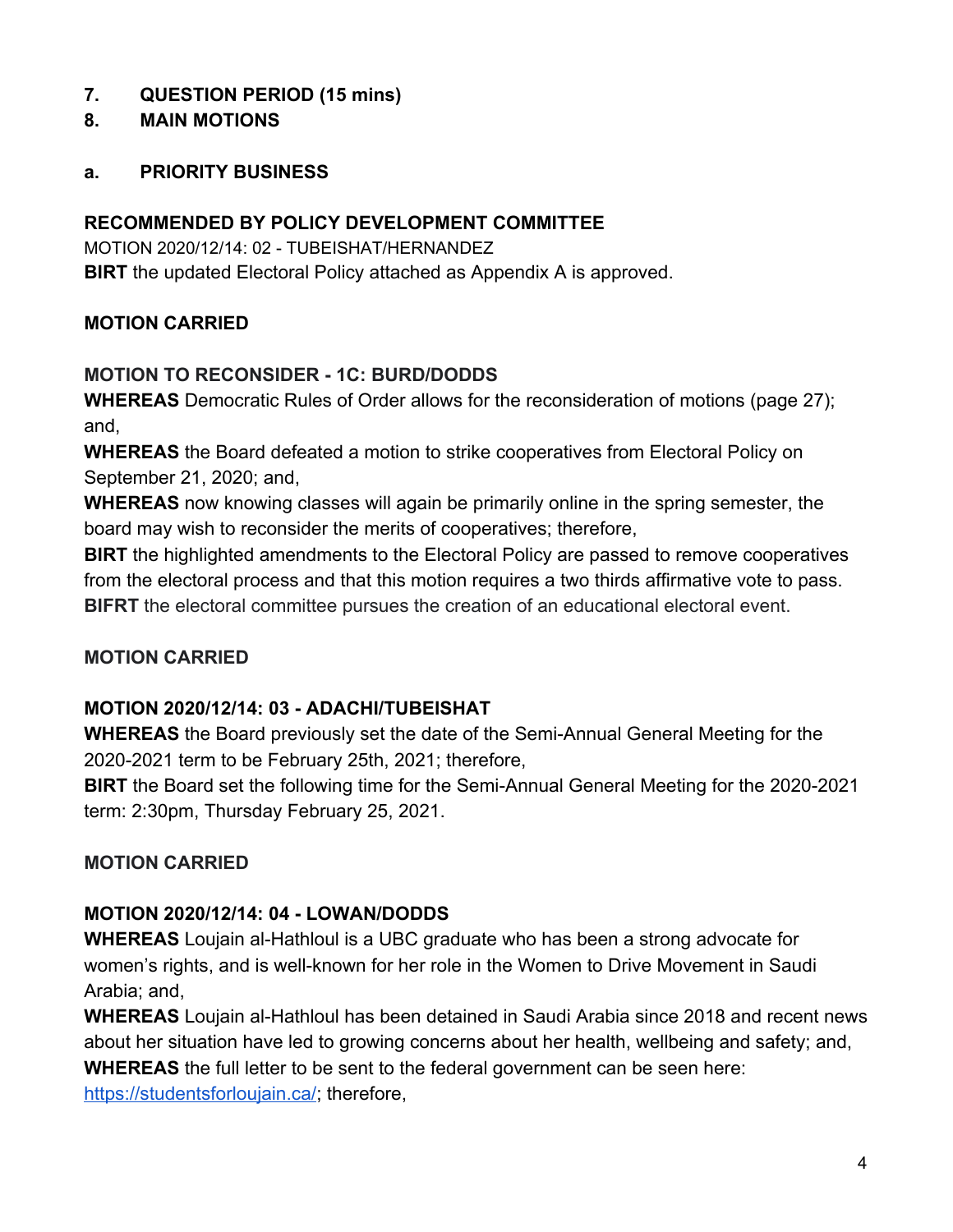**7. QUESTION PERIOD (15 mins)**

**8. MAIN MOTIONS**

**a. PRIORITY BUSINESS**

**RECOMMENDED BY POLICY DEVELOPMENT COMMITTEE**

MOTION 2020/12/14: 02 - TUBEISHAT/HERNANDEZ

**BIRT** the updated Electoral Policy attached as Appendix A is approved.

**MOTION CARRIED**

**MOTION TO RECONSIDER - 1C: BURD/DODDS**

**WHEREAS** Democratic Rules of Order allows for the reconsideration of motions (page 27); and,

**WHEREAS** the Board defeated a motion to strike cooperatives from Electoral Policy on September 21, 2020; and,

**WHEREAS** now knowing classes will again be primarily online in the spring semester, the board may wish to reconsider the merits of cooperatives; therefore,

**BIRT** the highlighted amendments to the Electoral Policy are passed to remove cooperatives from the electoral process and that this motion requires a two thirds affirmative vote to pass.

**BIFRT** the electoral committee pursues the creation of an educational electoral event.

**MOTION CARRIED**

**MOTION 2020/12/14: 03 - ADACHI/TUBEISHAT**

**WHEREAS** the Board previously set the date of the Semi-Annual General Meeting for the 2020-2021 term to be February 25th, 2021; therefore,

**BIRT** the Board set the following time for the Semi-Annual General Meeting for the 2020-2021 term: 2:30pm, Thursday February 25, 2021.

**MOTION CARRIED**

**MOTION 2020/12/14: 04 - LOWAN/DODDS**

**WHEREAS** Loujain al-Hathloul is a UBC graduate who has been a strong advocate for women's rights, and is well-known for her role in the Women to Drive Movement in Saudi Arabia; and,

**WHEREAS** Loujain al-Hathloul has been detained in Saudi Arabia since 2018 and recent news about her situation have led to growing concerns about her health, wellbeing and safety; and,

**WHEREAS** the full letter to be sent to the federal government can be seen here: [https://studentsforloujain.ca/](https://studentsforloujain.ca/); therefore,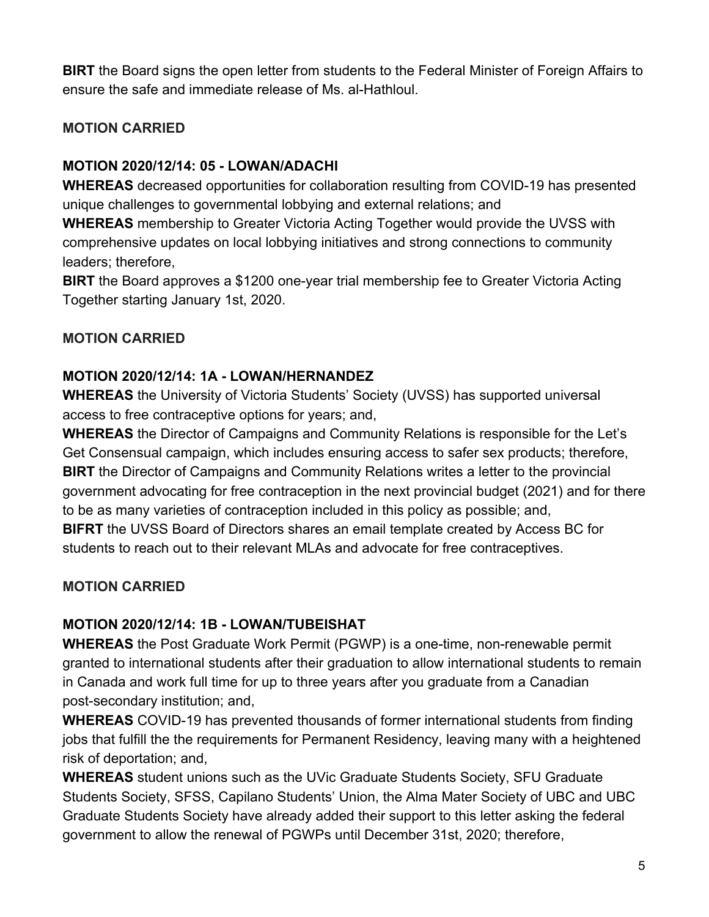**BIRT** the Board signs the open letter from students to the Federal Minister of Foreign Affairs to ensure the safe and immediate release of Ms. al-Hathloul.

**MOTION CARRIED**

**MOTION 2020/12/14: 05 - LOWAN/ADACHI**

**WHEREAS** decreased opportunities for collaboration resulting from COVID-19 has presented unique challenges to governmental lobbying and external relations; and

**WHEREAS** membership to Greater Victoria Acting Together would provide the UVSS with comprehensive updates on local lobbying initiatives and strong connections to community leaders; therefore,

**BIRT** the Board approves a $1200 one-year trial membership fee to Greater Victoria Acting Together starting January 1st, 2020.

**MOTION CARRIED**

**MOTION 2020/12/14: 1A - LOWAN/HERNANDEZ**

**WHEREAS** the University of Victoria Students' Society (UVSS) has supported universal access to free contraceptive options for years; and,

**WHEREAS** the Director of Campaigns and Community Relations is responsible for the Let's Get Consensual campaign, which includes ensuring access to safer sex products; therefore,

**BIRT** the Director of Campaigns and Community Relations writes a letter to the provincial government advocating for free contraception in the next provincial budget (2021) and for there to be as many varieties of contraception included in this policy as possible; and,

**BIFRT** the UVSS Board of Directors shares an email template created by Access BC for students to reach out to their relevant MLAs and advocate for free contraceptives.

**MOTION CARRIED**

**MOTION 2020/12/14: 1B - LOWAN/TUBEISHAT**

**WHEREAS** the Post Graduate Work Permit (PGWP) is a one-time, non-renewable permit granted to international students after their graduation to allow international students to remain in Canada and work full time for up to three years after you graduate from a Canadian post-secondary institution; and,

**WHEREAS** COVID-19 has prevented thousands of former international students from finding jobs that fulfill the the requirements for Permanent Residency, leaving many with a heightened risk of deportation; and,

**WHEREAS** student unions such as the UVic Graduate Students Society, SFU Graduate Students Society, SFSS, Capilano Students' Union, the Alma Mater Society of UBC and UBC Graduate Students Society have already added their support to this letter asking the federal government to allow the renewal of PGWPs until December 31st, 2020; therefore,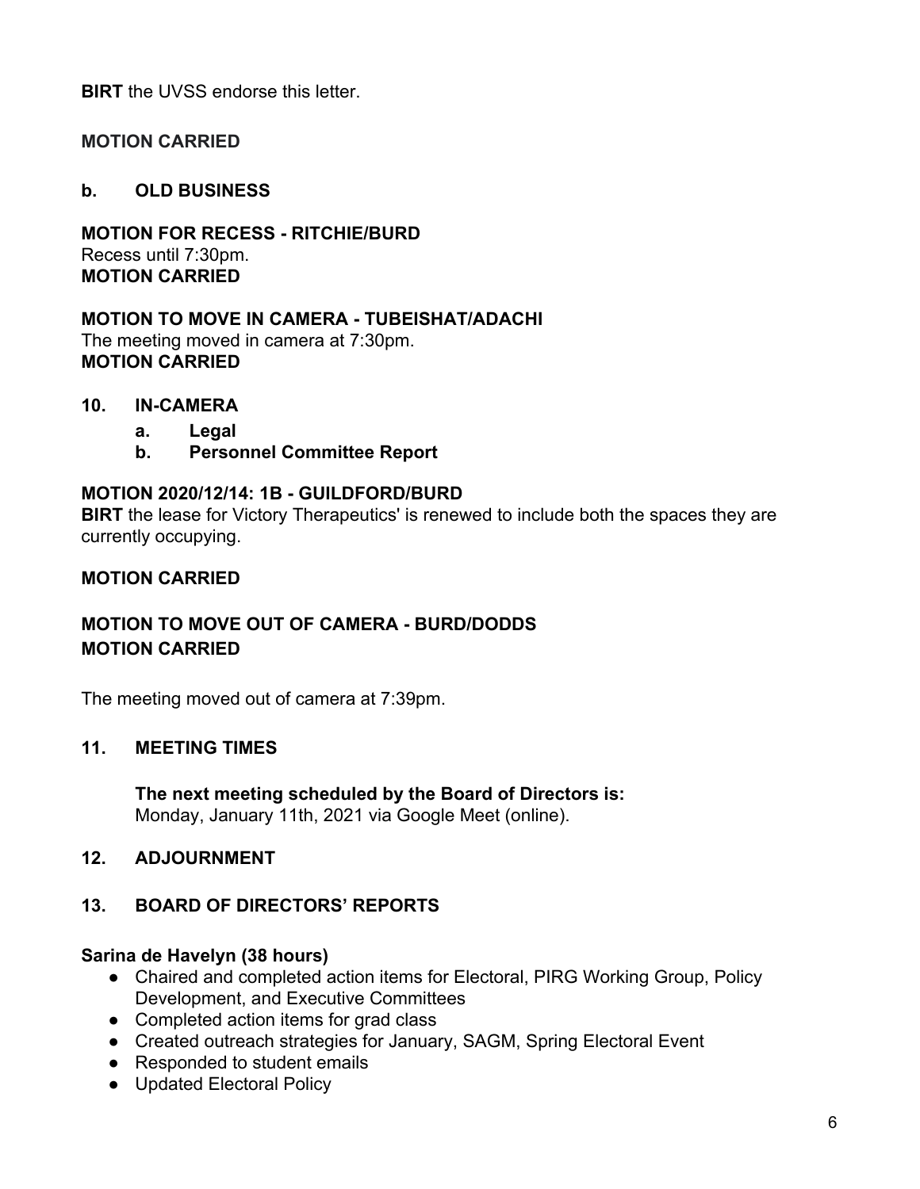**BIRT** the UVSS endorse this letter.

**MOTION CARRIED**

**b. OLD BUSINESS**

**MOTION FOR RECESS - RITCHIE/BURD**
Recess until 7:30pm.
**MOTION CARRIED**

**MOTION TO MOVE IN CAMERA - TUBEISHAT/ADACHI**
The meeting moved in camera at 7:30pm.
**MOTION CARRIED**

**10. IN-CAMERA**

- **a. Legal**
- **b. Personnel Committee Report**

**MOTION 2020/12/14: 1B - GUILDFORD/BURD**
**BIRT** the lease for Victory Therapeutics' is renewed to include both the spaces they are currently occupying.

**MOTION CARRIED**

**MOTION TO MOVE OUT OF CAMERA - BURD/DODDS**
**MOTION CARRIED**

The meeting moved out of camera at 7:39pm.

**11. MEETING TIMES**

**The next meeting scheduled by the Board of Directors is:**
Monday, January 11th, 2021 via Google Meet (online).

**12. ADJOURNMENT**

**13. BOARD OF DIRECTORS' REPORTS**

**Sarina de Havelyn (38 hours)**

- Chaired and completed action items for Electoral, PIRG Working Group, Policy Development, and Executive Committees
- Completed action items for grad class
- Created outreach strategies for January, SAGM, Spring Electoral Event
- Responded to student emails
- Updated Electoral Policy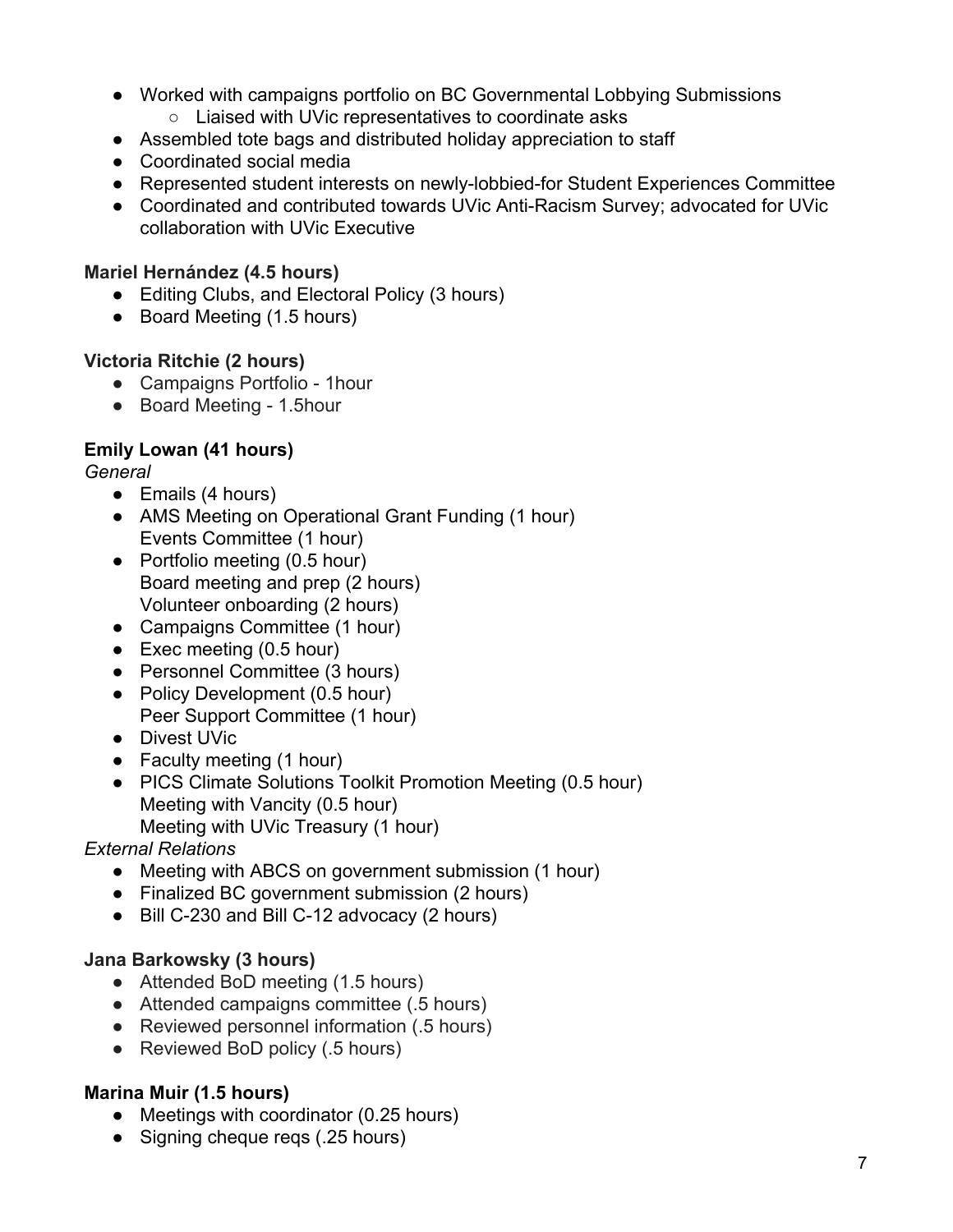- Worked with campaigns portfolio on BC Governmental Lobbying Submissions
    - Liaised with UVic representatives to coordinate asks
- Assembled tote bags and distributed holiday appreciation to staff
- Coordinated social media
- Represented student interests on newly-lobbied-for Student Experiences Committee
- Coordinated and contributed towards UVic Anti-Racism Survey; advocated for UVic collaboration with UVic Executive

**Mariel Hernández (4.5 hours)**

- Editing Clubs, and Electoral Policy (3 hours)
- Board Meeting (1.5 hours)

**Victoria Ritchie (2 hours)**

- Campaigns Portfolio - 1hour
- Board Meeting - 1.5hour

**Emily Lowan (41 hours)**

*General*

- Emails (4 hours)
- AMS Meeting on Operational Grant Funding (1 hour)
  Events Committee (1 hour)
- Portfolio meeting (0.5 hour)
  Board meeting and prep (2 hours)
  Volunteer onboarding (2 hours)
- Campaigns Committee (1 hour)
- Exec meeting (0.5 hour)
- Personnel Committee (3 hours)
- Policy Development (0.5 hour)
  Peer Support Committee (1 hour)
- Divest UVic
- Faculty meeting (1 hour)
- PICS Climate Solutions Toolkit Promotion Meeting (0.5 hour)
  Meeting with Vancity (0.5 hour)
  Meeting with UVic Treasury (1 hour)

*External Relations*

- Meeting with ABCS on government submission (1 hour)
- Finalized BC government submission (2 hours)
- Bill C-230 and Bill C-12 advocacy (2 hours)

**Jana Barkowsky (3 hours)**

- Attended BoD meeting (1.5 hours)
- Attended campaigns committee (.5 hours)
- Reviewed personnel information (.5 hours)
- Reviewed BoD policy (.5 hours)

**Marina Muir (1.5 hours)**

- Meetings with coordinator (0.25 hours)
- Signing cheque reqs (.25 hours)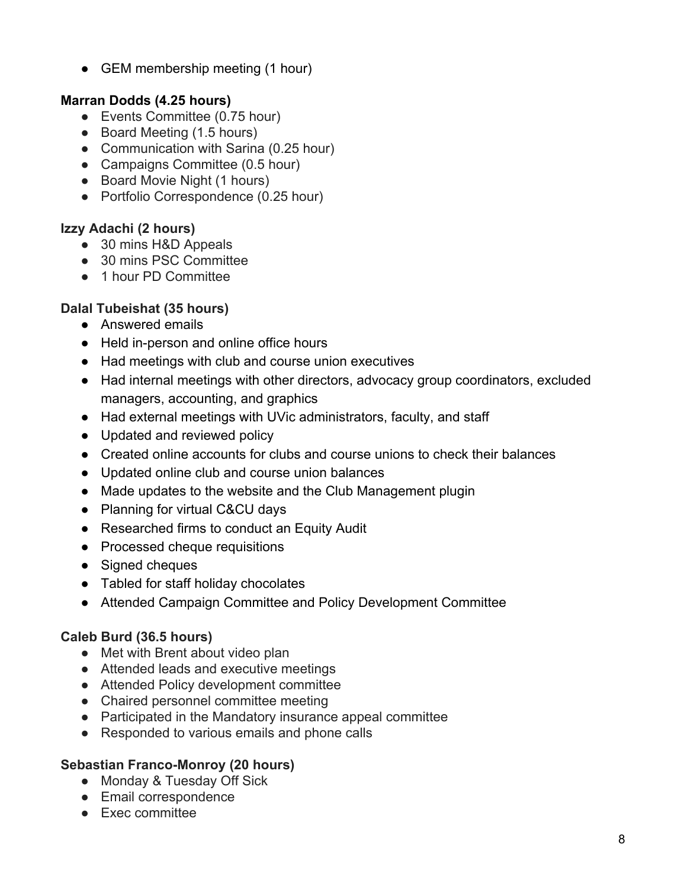- GEM membership meeting (1 hour)

**Marran Dodds (4.25 hours)**

- Events Committee (0.75 hour)
- Board Meeting (1.5 hours)
- Communication with Sarina (0.25 hour)
- Campaigns Committee (0.5 hour)
- Board Movie Night (1 hours)
- Portfolio Correspondence (0.25 hour)

**Izzy Adachi (2 hours)**

- 30 mins H&D Appeals
- 30 mins PSC Committee
- 1 hour PD Committee

**Dalal Tubeishat (35 hours)**

- Answered emails
- Held in-person and online office hours
- Had meetings with club and course union executives
- Had internal meetings with other directors, advocacy group coordinators, excluded managers, accounting, and graphics
- Had external meetings with UVic administrators, faculty, and staff
- Updated and reviewed policy
- Created online accounts for clubs and course unions to check their balances
- Updated online club and course union balances
- Made updates to the website and the Club Management plugin
- Planning for virtual C&CU days
- Researched firms to conduct an Equity Audit
- Processed cheque requisitions
- Signed cheques
- Tabled for staff holiday chocolates
- Attended Campaign Committee and Policy Development Committee

**Caleb Burd (36.5 hours)**

- Met with Brent about video plan
- Attended leads and executive meetings
- Attended Policy development committee
- Chaired personnel committee meeting
- Participated in the Mandatory insurance appeal committee
- Responded to various emails and phone calls

**Sebastian Franco-Monroy (20 hours)**

- Monday & Tuesday Off Sick
- Email correspondence
- Exec committee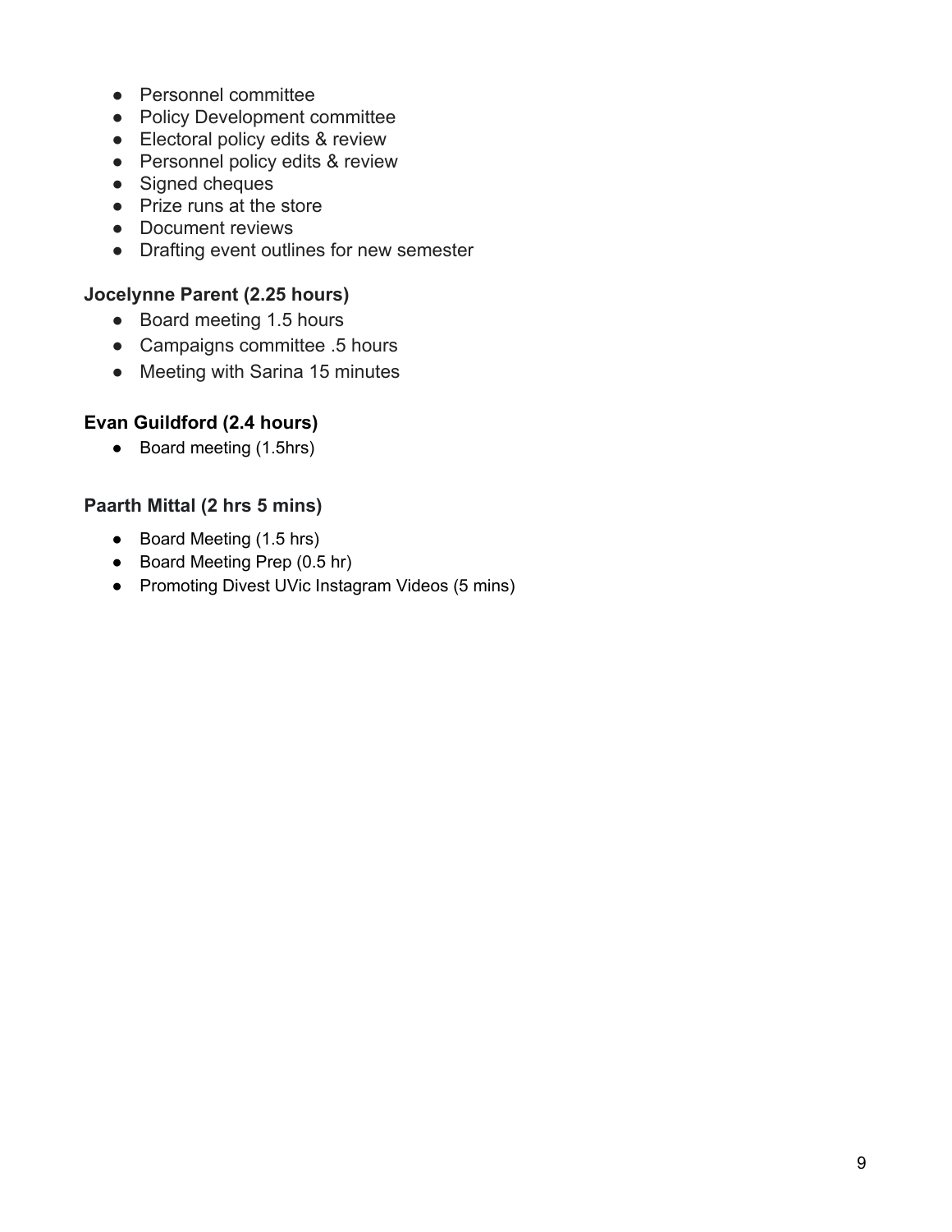- Personnel committee
- Policy Development committee
- Electoral policy edits & review
- Personnel policy edits & review
- Signed cheques
- Prize runs at the store
- Document reviews
- Drafting event outlines for new semester

### Jocelynne Parent (2.25 hours)

- Board meeting 1.5 hours
- Campaigns committee .5 hours
- Meeting with Sarina 15 minutes

### Evan Guildford (2.4 hours)

- Board meeting (1.5hrs)

### Paarth Mittal (2 hrs 5 mins)

- Board Meeting (1.5 hrs)
- Board Meeting Prep (0.5 hr)
- Promoting Divest UVic Instagram Videos (5 mins)